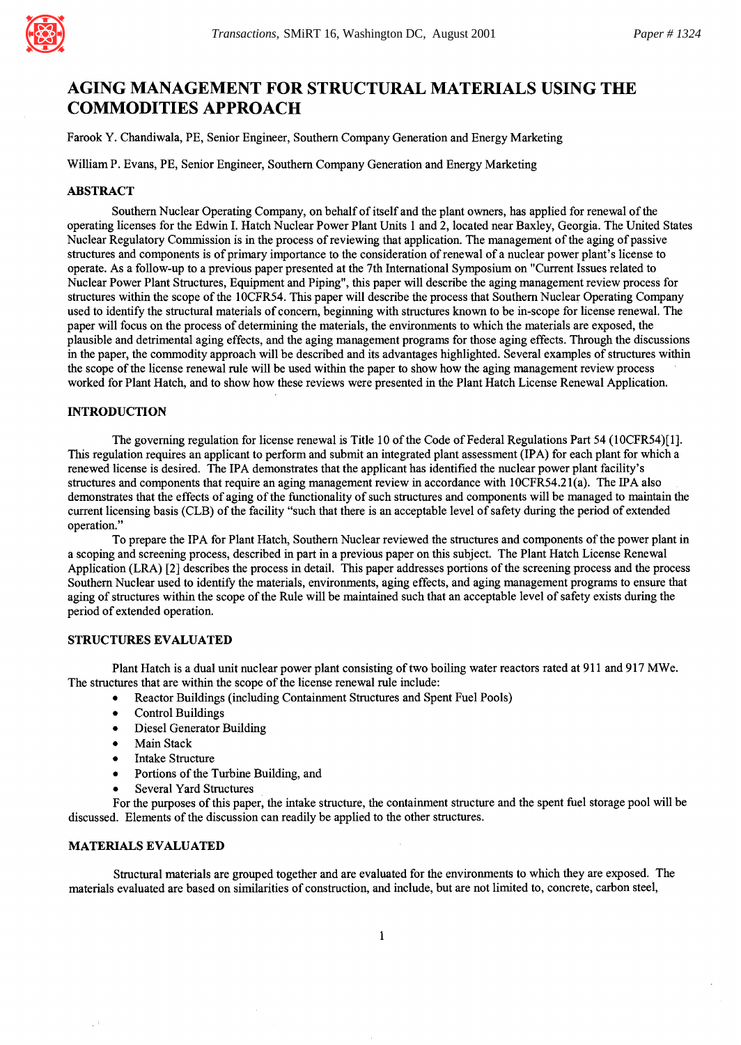# AGING MANAGEMENT FOR STRUCTURAL MATERIALS USING THE COMMODITIES APPROACH

Farook Y. Chandiwala, PE, Senior Engineer, Southern Company Generation and Energy Marketing

William P. Evans, PE, Senior Engineer, Southern Company Generation and Energy Marketing

## ABSTRACT

Southern Nuclear Operating Company, on behalf of itself and the plant owners, has applied for renewal of the operating licenses for the Edwin I. Hatch Nuclear Power Plant Units 1 and 2, located near Baxley, Georgia. The United States Nuclear Regulatory Commission is in the process of reviewing that application. The management of the aging of passive structures and components is of primary importance to the consideration of renewal of a nuclear power plant's license to operate. As a follow-up to a previous paper presented at the 7th International Symposium on "Current Issues related to Nuclear Power Plant Structures, Equipment and Piping", this paper will describe the aging management review process for structures within the scope of the 10CFR54. This paper will describe the process that Southern Nuclear Operating Company used to identify the structural materials of concern, beginning with structures known to be in-scope for license renewal. The paper will focus on the process of determining the materials, the environments to which the materials are exposed, the plausible and detrimental aging effects, and the aging management programs for those aging effects. Through the discussions in the paper, the commodity approach will be described and its advantages highlighted. Several examples of structures within the scope of the license renewal rule will be used within the paper to show how the aging management review process worked for Plant Hatch, and to show how these reviews were presented in the Plant Hatch License Renewal Application.

## INTRODUCTION

The governing regulation for license renewal is Title 10 of the Code of Federal Regulations Part 54 (10CFR54)[1]. This regulation requires an applicant to perform and submit an integrated plant assessment (IPA) for each plant for which a renewed license is desired. The IPA demonstrates that the applicant has identified the nuclear power plant facility's structures and components that require an aging management review in accordance with 10CFR54.21(a). The IPA also demonstrates that the effects of aging of the functionality of such structures and components will be managed to maintain the current licensing basis (CLB) of the facility "such that there is an acceptable level of safety during the period of extended operation."

To prepare the IPA for Plant Hatch, Southern Nuclear reviewed the structures and components of the power plant in a scoping and screening process, described in part in a previous paper on this subject. The Plant Hatch License Renewal Application (LRA) [2] describes the process in detail. This paper addresses portions of the screening process and the process Southern Nuclear used to identify the materials, environments, aging effects, and aging management programs to ensure that aging of structures within the scope of the Rule will be maintained such that an acceptable level of safety exists during the period of extended operation.

## STRUCTURES EVALUATED

Plant Hatch is a dual unit nuclear power plant consisting of two boiling water reactors rated at 911 and 917 MWe. The structures that are within the scope of the license renewal rule include:

- Reactor Buildings (including Containment Structures and Spent Fuel Pools)
- Control Buildings
- Diesel Generator Building
- Main Stack
- Intake Structure
- Portions of the Turbine Building, and
- Several Yard Structures

For the purposes of this paper, the intake structure, the containment structure and the spent fuel storage pool will be discussed. Elements of the discussion can readily be applied to the other structures.

## MATERIALS EVALUATED

Structural materials are grouped together and are evaluated for the environments to which they are exposed. The materials evaluated are based on similarities of construction, and include, but are not limited to, concrete, carbon steel,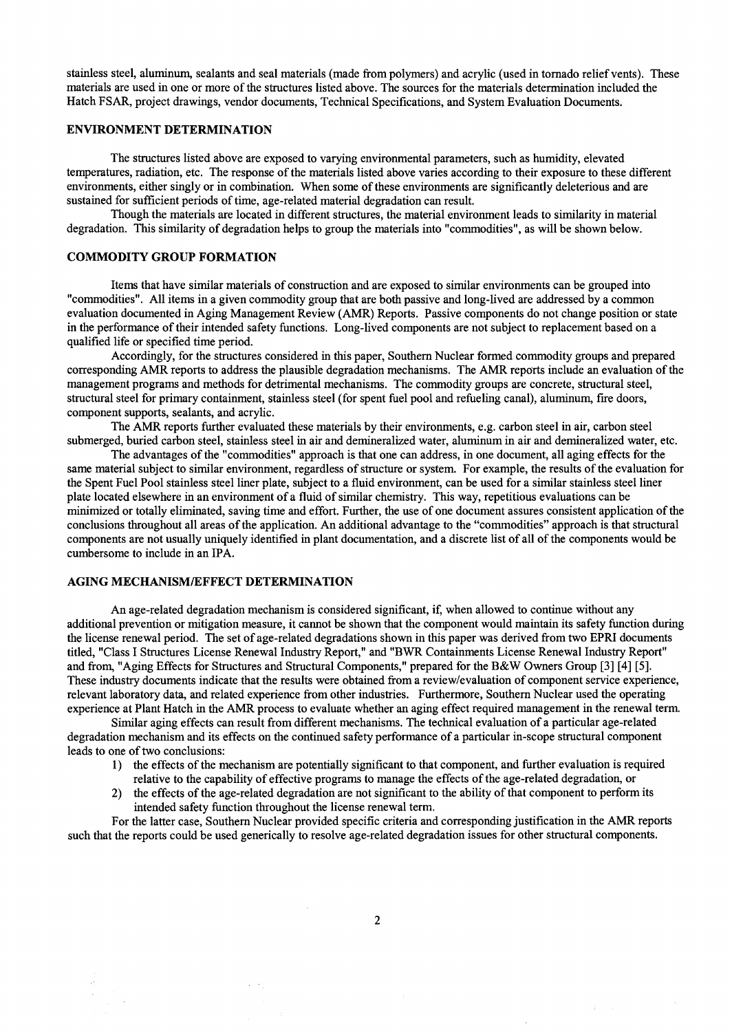stainless steel, aluminum, sealants and seal materials (made from polymers) and acrylic (used in tornado relief vents). These materials are used in one or more of the structures listed above. The sources for the materials determination included the Hatch FSAR, project drawings, vendor documents, Technical Specifications, and System Evaluation Documents.

## ENVIRONMENT DETERMINATION

The structures listed above are exposed to varying environmental parameters, such as humidity, elevated temperatures, radiation, etc. The response of the materials listed above varies according to their exposure to these different environments, either singly or in combination. When some of these environments are significantly deleterious and are sustained for sufficient periods of time, age-related material degradation can result.

Though the materials are located in different structures, the material environment leads to similarity in material degradation. This similarity of degradation helps to group the materials into "commodities", as will be shown below.

## COMMODITY GROUP FORMATION

Items that have similar materials of construction and are exposed to similar environments can be grouped into "commodities". All items in a given commodity group that are both passive and long-lived are addressed by a common evaluation documented in Aging Management Review (AMR) Reports. Passive components do not change position or state in the performance of their intended safety functions. Long-lived components are not subject to replacement based on a qualified life or specified time period.

Accordingly, for the structures considered in this paper, Southern Nuclear formed commodity groups and prepared corresponding AMR reports to address the plausible degradation mechanisms. The AMR reports include an evaluation of the management programs and methods for detrimental mechanisms. The commodity groups are concrete, structural steel, structural steel for primary containment, stainless steel (for spent fuel pool and refueling canal), aluminum, fire doors, component supports, sealants, and acrylic.

The AMR reports further evaluated these materials by their environments, e.g. carbon steel in air, carbon steel submerged, buried carbon steel, stainless steel in air and demineralized water, aluminum in air and demineralized water, etc.

The advantages of the "commodities" approach is that one can address, in one document, all aging effects for the same material subject to similar environment, regardless of structure or system. For example, the results of the evaluation for the Spent Fuel Pool stainless steel liner plate, subject to a fluid environment, can be used for a similar stainless steel liner plate located elsewhere in an environment of a fluid of similar chemistry. This way, repetitious evaluations can be minimized or totally eliminated, saving time and effort. Further, the use of one document assures consistent application of the conclusions throughout all areas of the application. An additional advantage to the "commodities" approach is that structural components are not usually uniquely identified in plant documentation, and a discrete list of all of the components would be cumbersome to include in an IPA.

## AGING MECHANISM/EFFECT DETERMINATION

An age-related degradation mechanism is considered significant, if, when allowed to continue without any additional prevention or mitigation measure, it cannot be shown that the component would maintain its safety function during the license renewal period. The set of age-related degradations shown in this paper was derived from two EPRI documents titled, "Class I Structures License Renewal Industry Report," and "BWR Containments License Renewal Industry Report" and from, "Aging Effects for Structures and Structural Components," prepared for the B&W Owners Group [3] [4] [5]. These industry documents indicate that the results were obtained from a review/evaluation of component service experience, relevant laboratory data, and related experience from other industries. Furthermore, Southern Nuclear used the operating experience at Plant Hatch in the AMR process to evaluate whether an aging effect required management in the renewal term.

Similar aging effects can result from different mechanisms. The technical evaluation of a particular age-related degradation mechanism and its effects on the continued safety performance of a particular in-scope structural component leads to one of two conclusions:

1) the effects of the mechanism are potentially significant to that component, and further evaluation is required relative to the capability of effective programs to manage the effects of the age-related degradation, or
2) the effects of the age-related degradation are not significant to the ability of that component to perform its intended safety function throughout the license renewal term.

For the latter case, Southern Nuclear provided specific criteria and corresponding justification in the AMR reports such that the reports could be used generically to resolve age-related degradation issues for other structural components.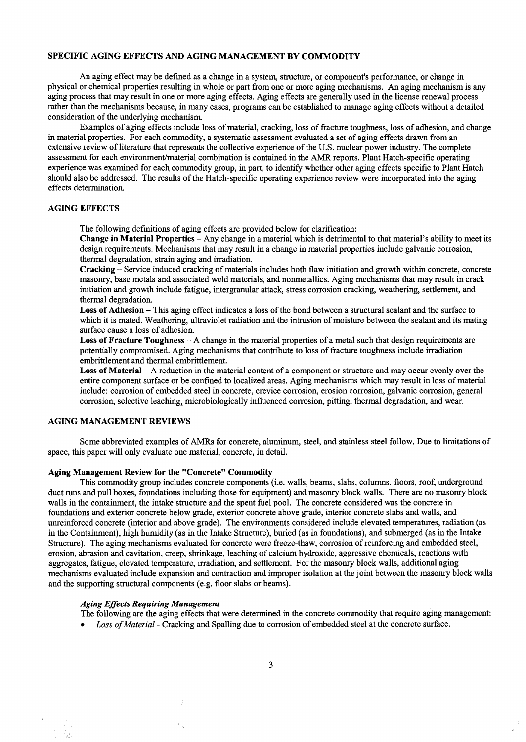## SPECIFIC AGING EFFECTS AND AGING MANAGEMENT BY COMMODITY

An aging effect may be defined as a change in a system, structure, or component's performance, or change in physical or chemical properties resulting in whole or part from one or more aging mechanisms. An aging mechanism is any aging process that may result in one or more aging effects. Aging effects are generally used in the license renewal process rather than the mechanisms because, in many cases, programs can be established to manage aging effects without a detailed consideration of the underlying mechanism.

Examples of aging effects include loss of material, cracking, loss of fracture toughness, loss of adhesion, and change in material properties. For each commodity, a systematic assessment evaluated a set of aging effects drawn from an extensive review of literature that represents the collective experience of the U.S. nuclear power industry. The complete assessment for each environment/material combination is contained in the AMR reports. Plant Hatch-specific operating experience was examined for each commodity group, in part, to identify whether other aging effects specific to Plant Hatch should also be addressed. The results of the Hatch-specific operating experience review were incorporated into the aging effects determination.

## AGING EFFECTS

The following definitions of aging effects are provided below for clarification:

**Change in Material Properties** – Any change in a material which is detrimental to that material's ability to meet its design requirements. Mechanisms that may result in a change in material properties include galvanic corrosion, thermal degradation, strain aging and irradiation.

**Cracking** – Service induced cracking of materials includes both flaw initiation and growth within concrete, concrete masonry, base metals and associated weld materials, and nonmetallics. Aging mechanisms that may result in crack initiation and growth include fatigue, intergranular attack, stress corrosion cracking, weathering, settlement, and thermal degradation.

**Loss of Adhesion** – This aging effect indicates a loss of the bond between a structural sealant and the surface to which it is mated. Weathering, ultraviolet radiation and the intrusion of moisture between the sealant and its mating surface cause a loss of adhesion.

**Loss of Fracture Toughness** – A change in the material properties of a metal such that design requirements are potentially compromised. Aging mechanisms that contribute to loss of fracture toughness include irradiation embrittlement and thermal embrittlement.

**Loss of Material** – A reduction in the material content of a component or structure and may occur evenly over the entire component surface or be confined to localized areas. Aging mechanisms which may result in loss of material include: corrosion of embedded steel in concrete, crevice corrosion, erosion corrosion, galvanic corrosion, general corrosion, selective leaching, microbiologically influenced corrosion, pitting, thermal degradation, and wear.

## AGING MANAGEMENT REVIEWS

Some abbreviated examples of AMRs for concrete, aluminum, steel, and stainless steel follow. Due to limitations of space, this paper will only evaluate one material, concrete, in detail.

### Aging Management Review for the "Concrete" Commodity

This commodity group includes concrete components (i.e. walls, beams, slabs, columns, floors, roof, underground duct runs and pull boxes, foundations including those for equipment) and masonry block walls. There are no masonry block walls in the containment, the intake structure and the spent fuel pool. The concrete considered was the concrete in foundations and exterior concrete below grade, exterior concrete above grade, interior concrete slabs and walls, and unreinforced concrete (interior and above grade). The environments considered include elevated temperatures, radiation (as in the Containment), high humidity (as in the Intake Structure), buried (as in foundations), and submerged (as in the Intake Structure). The aging mechanisms evaluated for concrete were freeze-thaw, corrosion of reinforcing and embedded steel, erosion, abrasion and cavitation, creep, shrinkage, leaching of calcium hydroxide, aggressive chemicals, reactions with aggregates, fatigue, elevated temperature, irradiation, and settlement. For the masonry block walls, additional aging mechanisms evaluated include expansion and contraction and improper isolation at the joint between the masonry block walls and the supporting structural components (e.g. floor slabs or beams).

#### *Aging Effects Requiring Management*

The following are the aging effects that were determined in the concrete commodity that require aging management:

- *Loss of Material* - Cracking and Spalling due to corrosion of embedded steel at the concrete surface.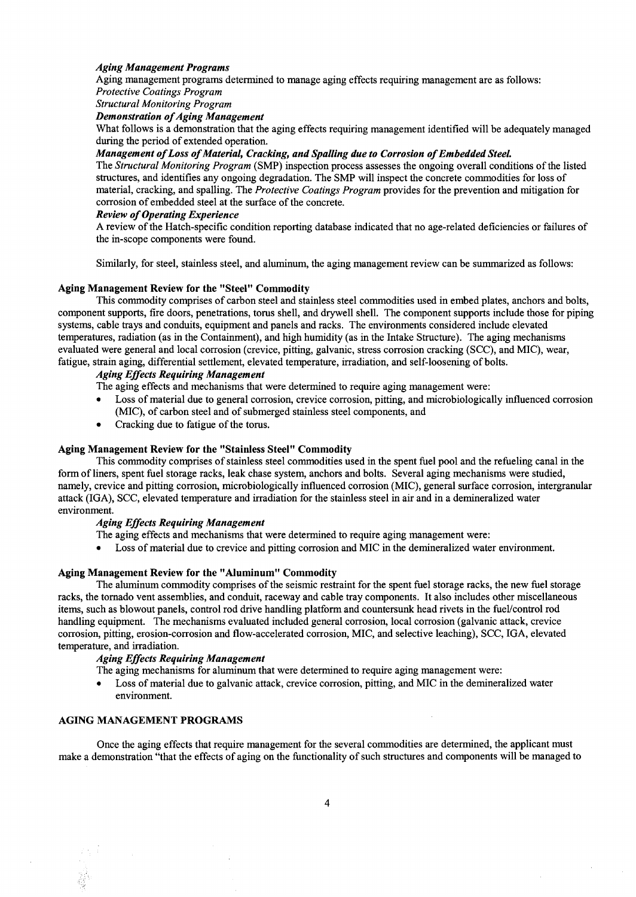*Aging Management Programs*

Aging management programs determined to manage aging effects requiring management are as follows:

*Protective Coatings Program*

*Structural Monitoring Program*

***Demonstration of Aging Management***

What follows is a demonstration that the aging effects requiring management identified will be adequately managed during the period of extended operation.

***Management of Loss of Material, Cracking, and Spalling due to Corrosion of Embedded Steel.***

The *Structural Monitoring Program* (SMP) inspection process assesses the ongoing overall conditions of the listed structures, and identifies any ongoing degradation. The SMP will inspect the concrete commodities for loss of material, cracking, and spalling. The *Protective Coatings Program* provides for the prevention and mitigation for corrosion of embedded steel at the surface of the concrete.

***Review of Operating Experience***

A review of the Hatch-specific condition reporting database indicated that no age-related deficiencies or failures of the in-scope components were found.

Similarly, for steel, stainless steel, and aluminum, the aging management review can be summarized as follows:

### Aging Management Review for the "Steel" Commodity

This commodity comprises of carbon steel and stainless steel commodities used in embed plates, anchors and bolts, component supports, fire doors, penetrations, torus shell, and drywell shell. The component supports include those for piping systems, cable trays and conduits, equipment and panels and racks. The environments considered include elevated temperatures, radiation (as in the Containment), and high humidity (as in the Intake Structure). The aging mechanisms evaluated were general and local corrosion (crevice, pitting, galvanic, stress corrosion cracking (SCC), and MIC), wear, fatigue, strain aging, differential settlement, elevated temperature, irradiation, and self-loosening of bolts.

*Aging Effects Requiring Management*

The aging effects and mechanisms that were determined to require aging management were:

- Loss of material due to general corrosion, crevice corrosion, pitting, and microbiologically influenced corrosion (MIC), of carbon steel and of submerged stainless steel components, and
- Cracking due to fatigue of the torus.

### Aging Management Review for the "Stainless Steel" Commodity

This commodity comprises of stainless steel commodities used in the spent fuel pool and the refueling canal in the form of liners, spent fuel storage racks, leak chase system, anchors and bolts. Several aging mechanisms were studied, namely, crevice and pitting corrosion, microbiologically influenced corrosion (MIC), general surface corrosion, intergranular attack (IGA), SCC, elevated temperature and irradiation for the stainless steel in air and in a demineralized water environment.

*Aging Effects Requiring Management*

The aging effects and mechanisms that were determined to require aging management were:

- Loss of material due to crevice and pitting corrosion and MIC in the demineralized water environment.

### Aging Management Review for the "Aluminum" Commodity

The aluminum commodity comprises of the seismic restraint for the spent fuel storage racks, the new fuel storage racks, the tornado vent assemblies, and conduit, raceway and cable tray components. It also includes other miscellaneous items, such as blowout panels, control rod drive handling platform and countersunk head rivets in the fuel/control rod handling equipment. The mechanisms evaluated included general corrosion, local corrosion (galvanic attack, crevice corrosion, pitting, erosion-corrosion and flow-accelerated corrosion, MIC, and selective leaching), SCC, IGA, elevated temperature, and irradiation.

*Aging Effects Requiring Management*

The aging mechanisms for aluminum that were determined to require aging management were:

- Loss of material due to galvanic attack, crevice corrosion, pitting, and MIC in the demineralized water environment.

## AGING MANAGEMENT PROGRAMS

Once the aging effects that require management for the several commodities are determined, the applicant must make a demonstration "that the effects of aging on the functionality of such structures and components will be managed to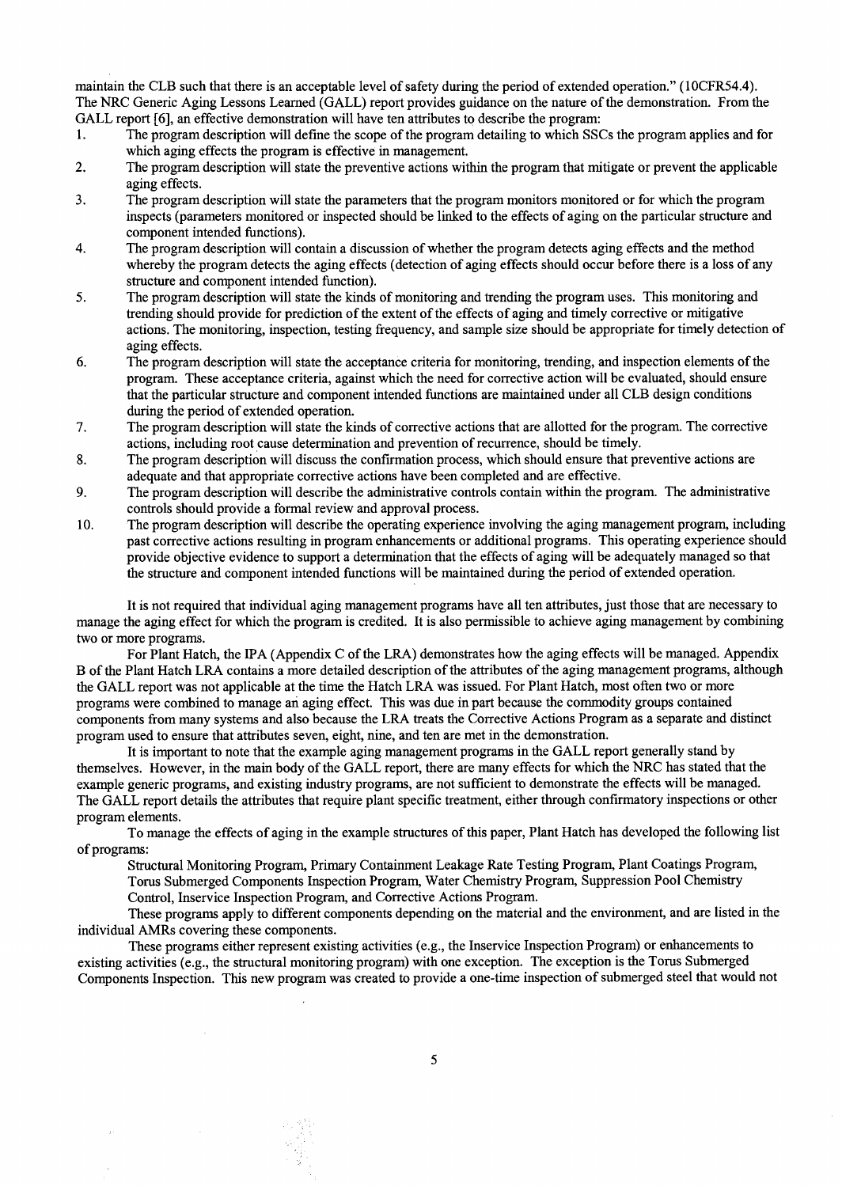maintain the CLB such that there is an acceptable level of safety during the period of extended operation." (10CFR54.4). The NRC Generic Aging Lessons Learned (GALL) report provides guidance on the nature of the demonstration. From the GALL report [6], an effective demonstration will have ten attributes to describe the program:

1. The program description will define the scope of the program detailing to which SSCs the program applies and for which aging effects the program is effective in management.
2. The program description will state the preventive actions within the program that mitigate or prevent the applicable aging effects.
3. The program description will state the parameters that the program monitors monitored or for which the program inspects (parameters monitored or inspected should be linked to the effects of aging on the particular structure and component intended functions).
4. The program description will contain a discussion of whether the program detects aging effects and the method whereby the program detects the aging effects (detection of aging effects should occur before there is a loss of any structure and component intended function).
5. The program description will state the kinds of monitoring and trending the program uses. This monitoring and trending should provide for prediction of the extent of the effects of aging and timely corrective or mitigative actions. The monitoring, inspection, testing frequency, and sample size should be appropriate for timely detection of aging effects.
6. The program description will state the acceptance criteria for monitoring, trending, and inspection elements of the program. These acceptance criteria, against which the need for corrective action will be evaluated, should ensure that the particular structure and component intended functions are maintained under all CLB design conditions during the period of extended operation.
7. The program description will state the kinds of corrective actions that are allotted for the program. The corrective actions, including root cause determination and prevention of recurrence, should be timely.
8. The program description will discuss the confirmation process, which should ensure that preventive actions are adequate and that appropriate corrective actions have been completed and are effective.
9. The program description will describe the administrative controls contain within the program. The administrative controls should provide a formal review and approval process.
10. The program description will describe the operating experience involving the aging management program, including past corrective actions resulting in program enhancements or additional programs. This operating experience should provide objective evidence to support a determination that the effects of aging will be adequately managed so that the structure and component intended functions will be maintained during the period of extended operation.

It is not required that individual aging management programs have all ten attributes, just those that are necessary to manage the aging effect for which the program is credited. It is also permissible to achieve aging management by combining two or more programs.

For Plant Hatch, the IPA (Appendix C of the LRA) demonstrates how the aging effects will be managed. Appendix B of the Plant Hatch LRA contains a more detailed description of the attributes of the aging management programs, although the GALL report was not applicable at the time the Hatch LRA was issued. For Plant Hatch, most often two or more programs were combined to manage an aging effect. This was due in part because the commodity groups contained components from many systems and also because the LRA treats the Corrective Actions Program as a separate and distinct program used to ensure that attributes seven, eight, nine, and ten are met in the demonstration.

It is important to note that the example aging management programs in the GALL report generally stand by themselves. However, in the main body of the GALL report, there are many effects for which the NRC has stated that the example generic programs, and existing industry programs, are not sufficient to demonstrate the effects will be managed. The GALL report details the attributes that require plant specific treatment, either through confirmatory inspections or other program elements.

To manage the effects of aging in the example structures of this paper, Plant Hatch has developed the following list of programs:

Structural Monitoring Program, Primary Containment Leakage Rate Testing Program, Plant Coatings Program, Torus Submerged Components Inspection Program, Water Chemistry Program, Suppression Pool Chemistry Control, Inservice Inspection Program, and Corrective Actions Program.

These programs apply to different components depending on the material and the environment, and are listed in the individual AMRs covering these components.

These programs either represent existing activities (e.g., the Inservice Inspection Program) or enhancements to existing activities (e.g., the structural monitoring program) with one exception. The exception is the Torus Submerged Components Inspection. This new program was created to provide a one-time inspection of submerged steel that would not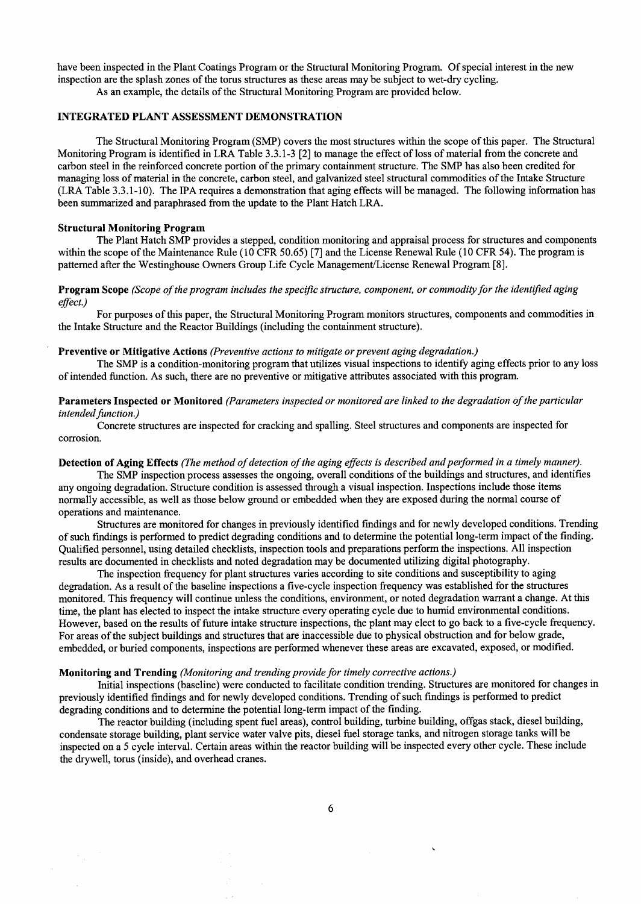have been inspected in the Plant Coatings Program or the Structural Monitoring Program. Of special interest in the new inspection are the splash zones of the torus structures as these areas may be subject to wet-dry cycling.

As an example, the details of the Structural Monitoring Program are provided below.

## INTEGRATED PLANT ASSESSMENT DEMONSTRATION

The Structural Monitoring Program (SMP) covers the most structures within the scope of this paper. The Structural Monitoring Program is identified in LRA Table 3.3.1-3 [2] to manage the effect of loss of material from the concrete and carbon steel in the reinforced concrete portion of the primary containment structure. The SMP has also been credited for managing loss of material in the concrete, carbon steel, and galvanized steel structural commodities of the Intake Structure (LRA Table 3.3.1-10). The IPA requires a demonstration that aging effects will be managed. The following information has been summarized and paraphrased from the update to the Plant Hatch LRA.

### Structural Monitoring Program

The Plant Hatch SMP provides a stepped, condition monitoring and appraisal process for structures and components within the scope of the Maintenance Rule (10 CFR 50.65) [7] and the License Renewal Rule (10 CFR 54). The program is patterned after the Westinghouse Owners Group Life Cycle Management/License Renewal Program [8].

**Program Scope** *(Scope of the program includes the specific structure, component, or commodity for the identified aging effect.)*

For purposes of this paper, the Structural Monitoring Program monitors structures, components and commodities in the Intake Structure and the Reactor Buildings (including the containment structure).

**Preventive or Mitigative Actions** *(Preventive actions to mitigate or prevent aging degradation.)*

The SMP is a condition-monitoring program that utilizes visual inspections to identify aging effects prior to any loss of intended function. As such, there are no preventive or mitigative attributes associated with this program.

**Parameters Inspected or Monitored** *(Parameters inspected or monitored are linked to the degradation of the particular intended function.)*

Concrete structures are inspected for cracking and spalling. Steel structures and components are inspected for corrosion.

**Detection of Aging Effects** *(The method of detection of the aging effects is described and performed in a timely manner).*

The SMP inspection process assesses the ongoing, overall conditions of the buildings and structures, and identifies any ongoing degradation. Structure condition is assessed through a visual inspection. Inspections include those items normally accessible, as well as those below ground or embedded when they are exposed during the normal course of operations and maintenance.

Structures are monitored for changes in previously identified findings and for newly developed conditions. Trending of such findings is performed to predict degrading conditions and to determine the potential long-term impact of the finding. Qualified personnel, using detailed checklists, inspection tools and preparations perform the inspections. All inspection results are documented in checklists and noted degradation may be documented utilizing digital photography.

The inspection frequency for plant structures varies according to site conditions and susceptibility to aging degradation. As a result of the baseline inspections a five-cycle inspection frequency was established for the structures monitored. This frequency will continue unless the conditions, environment, or noted degradation warrant a change. At this time, the plant has elected to inspect the intake structure every operating cycle due to humid environmental conditions. However, based on the results of future intake structure inspections, the plant may elect to go back to a five-cycle frequency. For areas of the subject buildings and structures that are inaccessible due to physical obstruction and for below grade, embedded, or buried components, inspections are performed whenever these areas are excavated, exposed, or modified.

**Monitoring and Trending** *(Monitoring and trending provide for timely corrective actions.)*

Initial inspections (baseline) were conducted to facilitate condition trending. Structures are monitored for changes in previously identified findings and for newly developed conditions. Trending of such findings is performed to predict degrading conditions and to determine the potential long-term impact of the finding.

The reactor building (including spent fuel areas), control building, turbine building, offgas stack, diesel building, condensate storage building, plant service water valve pits, diesel fuel storage tanks, and nitrogen storage tanks will be inspected on a 5 cycle interval. Certain areas within the reactor building will be inspected every other cycle. These include the drywell, torus (inside), and overhead cranes.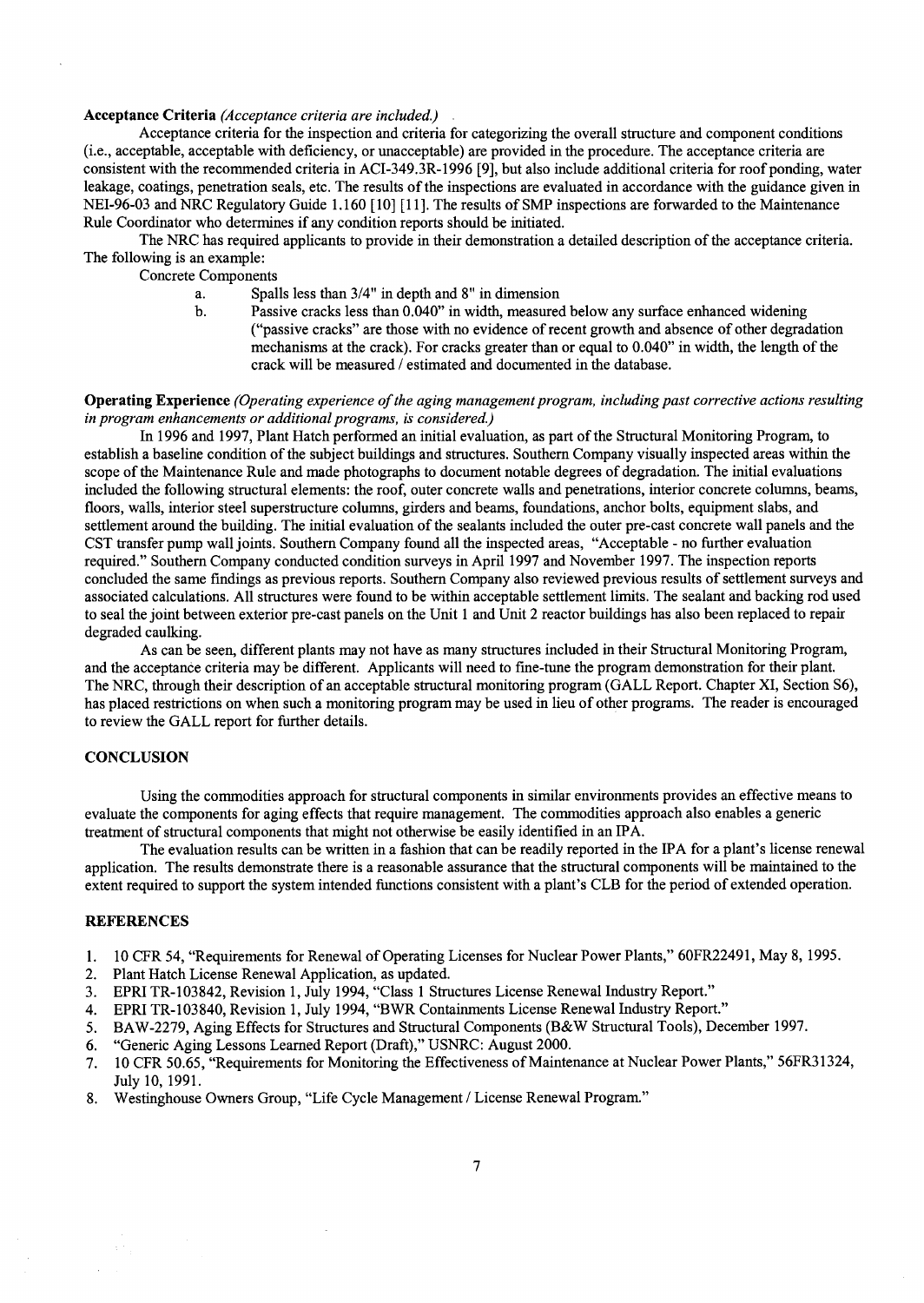**Acceptance Criteria** *(Acceptance criteria are included.)*

Acceptance criteria for the inspection and criteria for categorizing the overall structure and component conditions (i.e., acceptable, acceptable with deficiency, or unacceptable) are provided in the procedure. The acceptance criteria are consistent with the recommended criteria in ACI-349.3R-1996 [9], but also include additional criteria for roof ponding, water leakage, coatings, penetration seals, etc. The results of the inspections are evaluated in accordance with the guidance given in NEI-96-03 and NRC Regulatory Guide 1.160 [10] [11]. The results of SMP inspections are forwarded to the Maintenance Rule Coordinator who determines if any condition reports should be initiated.

The NRC has required applicants to provide in their demonstration a detailed description of the acceptance criteria. The following is an example:

Concrete Components

a. Spalls less than 3/4" in depth and 8" in dimension
b. Passive cracks less than 0.040" in width, measured below any surface enhanced widening ("passive cracks" are those with no evidence of recent growth and absence of other degradation mechanisms at the crack). For cracks greater than or equal to 0.040" in width, the length of the crack will be measured / estimated and documented in the database.

**Operating Experience** *(Operating experience of the aging management program, including past corrective actions resulting in program enhancements or additional programs, is considered.)*

In 1996 and 1997, Plant Hatch performed an initial evaluation, as part of the Structural Monitoring Program, to establish a baseline condition of the subject buildings and structures. Southern Company visually inspected areas within the scope of the Maintenance Rule and made photographs to document notable degrees of degradation. The initial evaluations included the following structural elements: the roof, outer concrete walls and penetrations, interior concrete columns, beams, floors, walls, interior steel superstructure columns, girders and beams, foundations, anchor bolts, equipment slabs, and settlement around the building. The initial evaluation of the sealants included the outer pre-cast concrete wall panels and the CST transfer pump wall joints. Southern Company found all the inspected areas, "Acceptable - no further evaluation required." Southern Company conducted condition surveys in April 1997 and November 1997. The inspection reports concluded the same findings as previous reports. Southern Company also reviewed previous results of settlement surveys and associated calculations. All structures were found to be within acceptable settlement limits. The sealant and backing rod used to seal the joint between exterior pre-cast panels on the Unit 1 and Unit 2 reactor buildings has also been replaced to repair degraded caulking.

As can be seen, different plants may not have as many structures included in their Structural Monitoring Program, and the acceptance criteria may be different. Applicants will need to fine-tune the program demonstration for their plant. The NRC, through their description of an acceptable structural monitoring program (GALL Report. Chapter XI, Section S6), has placed restrictions on when such a monitoring program may be used in lieu of other programs. The reader is encouraged to review the GALL report for further details.

## CONCLUSION

Using the commodities approach for structural components in similar environments provides an effective means to evaluate the components for aging effects that require management. The commodities approach also enables a generic treatment of structural components that might not otherwise be easily identified in an IPA.

The evaluation results can be written in a fashion that can be readily reported in the IPA for a plant's license renewal application. The results demonstrate there is a reasonable assurance that the structural components will be maintained to the extent required to support the system intended functions consistent with a plant's CLB for the period of extended operation.

## REFERENCES

1. 10 CFR 54, "Requirements for Renewal of Operating Licenses for Nuclear Power Plants," 60FR22491, May 8, 1995.
2. Plant Hatch License Renewal Application, as updated.
3. EPRI TR-103842, Revision 1, July 1994, "Class 1 Structures License Renewal Industry Report."
4. EPRI TR-103840, Revision 1, July 1994, "BWR Containments License Renewal Industry Report."
5. BAW-2279, Aging Effects for Structures and Structural Components (B&W Structural Tools), December 1997.
6. "Generic Aging Lessons Learned Report (Draft)," USNRC: August 2000.
7. 10 CFR 50.65, "Requirements for Monitoring the Effectiveness of Maintenance at Nuclear Power Plants," 56FR31324, July 10, 1991.
8. Westinghouse Owners Group, "Life Cycle Management / License Renewal Program."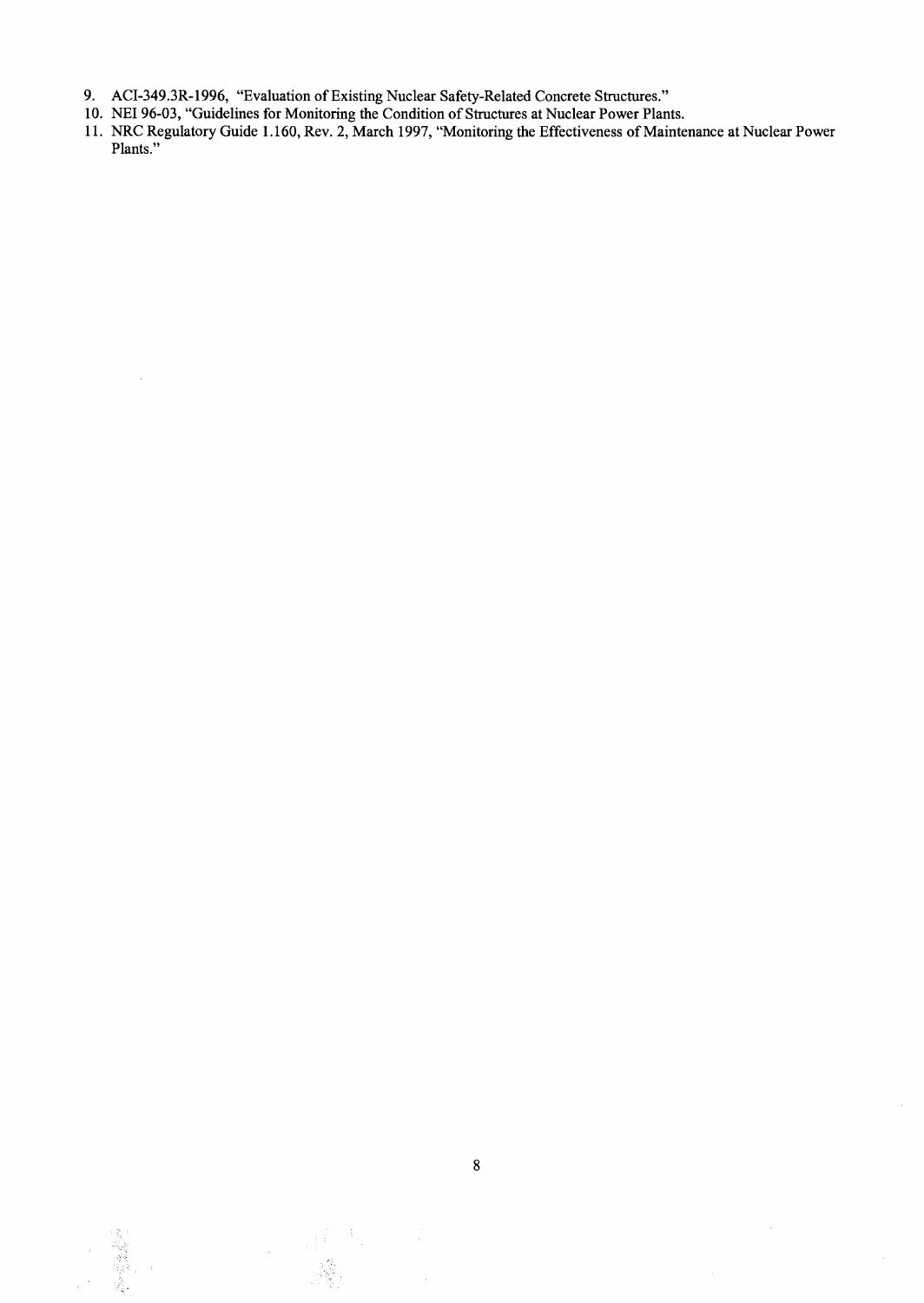9. ACI-349.3R-1996, "Evaluation of Existing Nuclear Safety-Related Concrete Structures."
10. NEI 96-03, "Guidelines for Monitoring the Condition of Structures at Nuclear Power Plants.
11. NRC Regulatory Guide 1.160, Rev. 2, March 1997, "Monitoring the Effectiveness of Maintenance at Nuclear Power Plants."